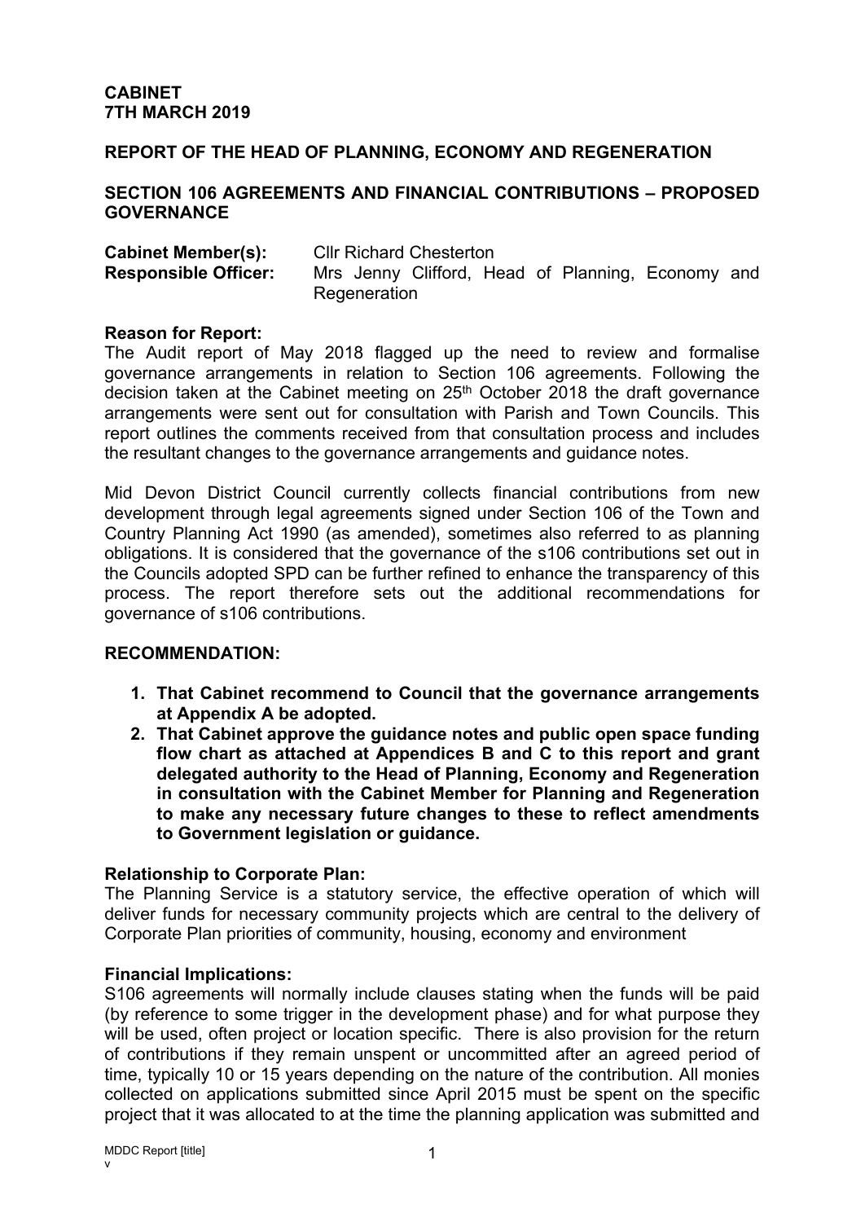**CABINET**
**7TH MARCH 2019**

**REPORT OF THE HEAD OF PLANNING, ECONOMY AND REGENERATION**

**SECTION 106 AGREEMENTS AND FINANCIAL CONTRIBUTIONS – PROPOSED GOVERNANCE**

**Cabinet Member(s):** Cllr Richard Chesterton
**Responsible Officer:** Mrs Jenny Clifford, Head of Planning, Economy and Regeneration

**Reason for Report:**
The Audit report of May 2018 flagged up the need to review and formalise governance arrangements in relation to Section 106 agreements. Following the decision taken at the Cabinet meeting on 25th October 2018 the draft governance arrangements were sent out for consultation with Parish and Town Councils. This report outlines the comments received from that consultation process and includes the resultant changes to the governance arrangements and guidance notes.

Mid Devon District Council currently collects financial contributions from new development through legal agreements signed under Section 106 of the Town and Country Planning Act 1990 (as amended), sometimes also referred to as planning obligations. It is considered that the governance of the s106 contributions set out in the Councils adopted SPD can be further refined to enhance the transparency of this process. The report therefore sets out the additional recommendations for governance of s106 contributions.

**RECOMMENDATION:**

1. **That Cabinet recommend to Council that the governance arrangements at Appendix A be adopted.**
2. **That Cabinet approve the guidance notes and public open space funding flow chart as attached at Appendices B and C to this report and grant delegated authority to the Head of Planning, Economy and Regeneration in consultation with the Cabinet Member for Planning and Regeneration to make any necessary future changes to these to reflect amendments to Government legislation or guidance.**

**Relationship to Corporate Plan:**
The Planning Service is a statutory service, the effective operation of which will deliver funds for necessary community projects which are central to the delivery of Corporate Plan priorities of community, housing, economy and environment

**Financial Implications:**
S106 agreements will normally include clauses stating when the funds will be paid (by reference to some trigger in the development phase) and for what purpose they will be used, often project or location specific. There is also provision for the return of contributions if they remain unspent or uncommitted after an agreed period of time, typically 10 or 15 years depending on the nature of the contribution. All monies collected on applications submitted since April 2015 must be spent on the specific project that it was allocated to at the time the planning application was submitted and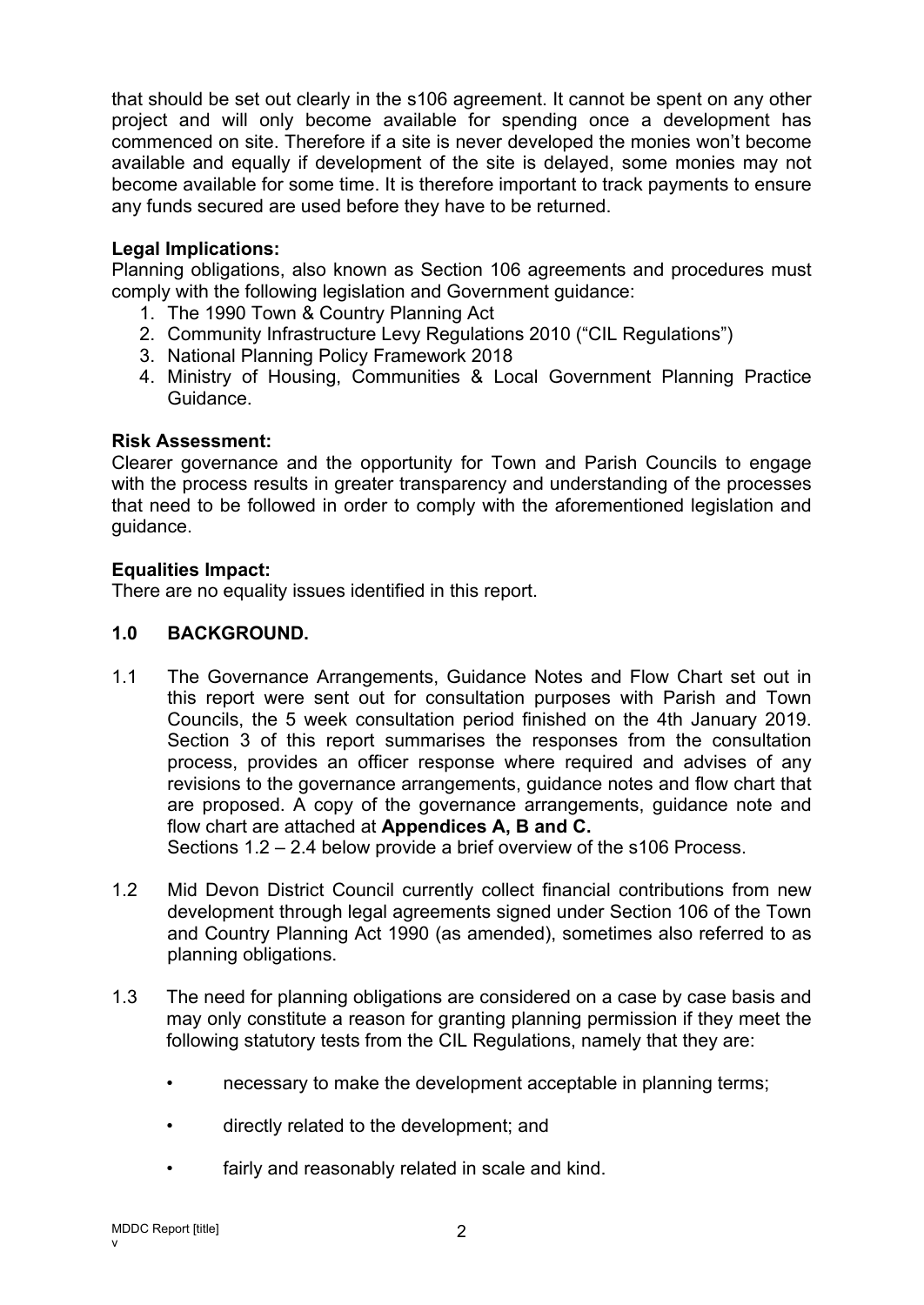that should be set out clearly in the s106 agreement. It cannot be spent on any other project and will only become available for spending once a development has commenced on site. Therefore if a site is never developed the monies won't become available and equally if development of the site is delayed, some monies may not become available for some time. It is therefore important to track payments to ensure any funds secured are used before they have to be returned.

**Legal Implications:**
Planning obligations, also known as Section 106 agreements and procedures must comply with the following legislation and Government guidance:

1. The 1990 Town & Country Planning Act
2. Community Infrastructure Levy Regulations 2010 ("CIL Regulations")
3. National Planning Policy Framework 2018
4. Ministry of Housing, Communities & Local Government Planning Practice Guidance.

**Risk Assessment:**
Clearer governance and the opportunity for Town and Parish Councils to engage with the process results in greater transparency and understanding of the processes that need to be followed in order to comply with the aforementioned legislation and guidance.

**Equalities Impact:**
There are no equality issues identified in this report.

## 1.0 BACKGROUND.

1.1 The Governance Arrangements, Guidance Notes and Flow Chart set out in this report were sent out for consultation purposes with Parish and Town Councils, the 5 week consultation period finished on the 4th January 2019. Section 3 of this report summarises the responses from the consultation process, provides an officer response where required and advises of any revisions to the governance arrangements, guidance notes and flow chart that are proposed. A copy of the governance arrangements, guidance note and flow chart are attached at **Appendices A, B and C.**
Sections 1.2 – 2.4 below provide a brief overview of the s106 Process.

1.2 Mid Devon District Council currently collect financial contributions from new development through legal agreements signed under Section 106 of the Town and Country Planning Act 1990 (as amended), sometimes also referred to as planning obligations.

1.3 The need for planning obligations are considered on a case by case basis and may only constitute a reason for granting planning permission if they meet the following statutory tests from the CIL Regulations, namely that they are:

- necessary to make the development acceptable in planning terms;
- directly related to the development; and
- fairly and reasonably related in scale and kind.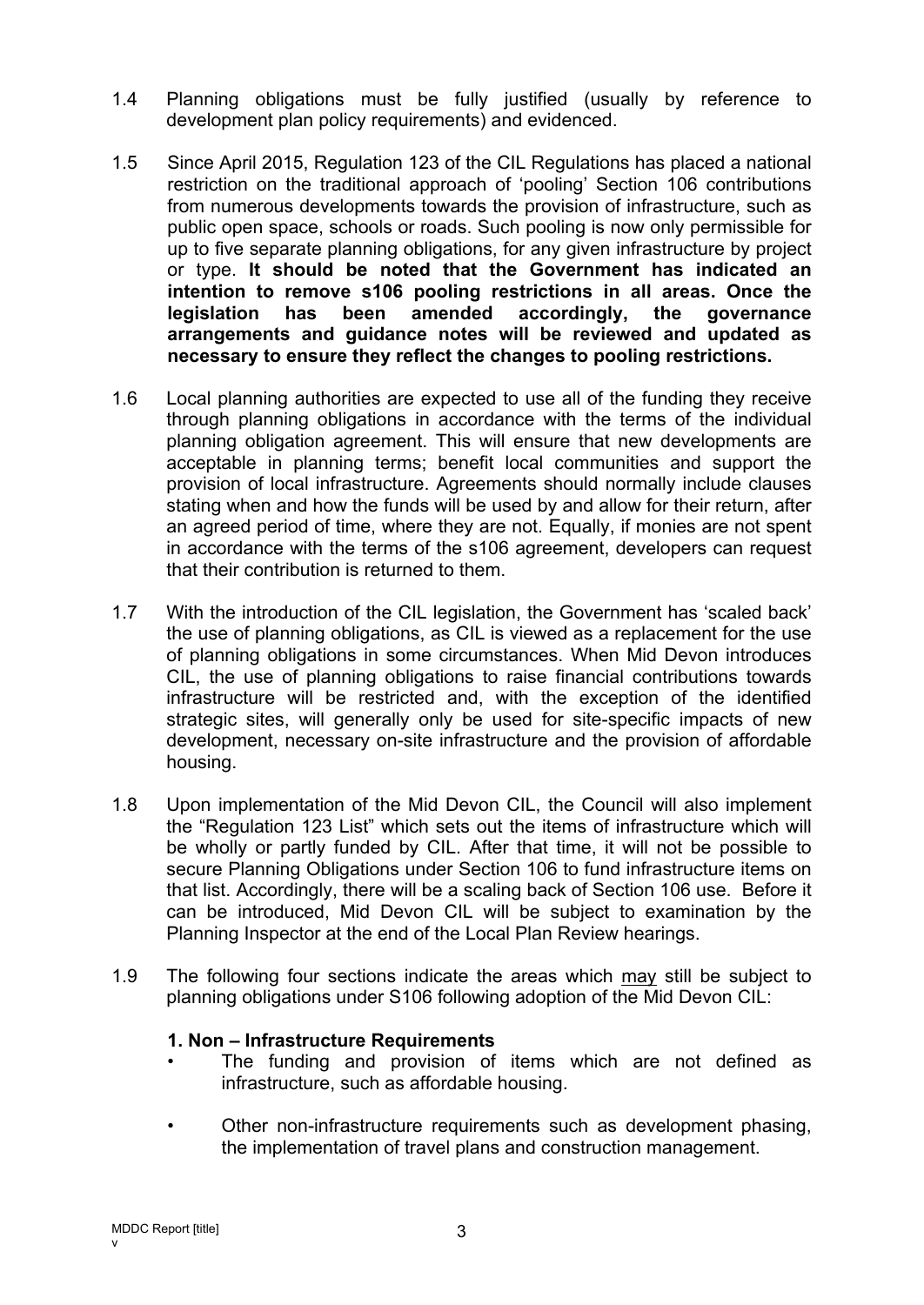1.4 Planning obligations must be fully justified (usually by reference to development plan policy requirements) and evidenced.

1.5 Since April 2015, Regulation 123 of the CIL Regulations has placed a national restriction on the traditional approach of 'pooling' Section 106 contributions from numerous developments towards the provision of infrastructure, such as public open space, schools or roads. Such pooling is now only permissible for up to five separate planning obligations, for any given infrastructure by project or type. **It should be noted that the Government has indicated an intention to remove s106 pooling restrictions in all areas. Once the legislation has been amended accordingly, the governance arrangements and guidance notes will be reviewed and updated as necessary to ensure they reflect the changes to pooling restrictions.**

1.6 Local planning authorities are expected to use all of the funding they receive through planning obligations in accordance with the terms of the individual planning obligation agreement. This will ensure that new developments are acceptable in planning terms; benefit local communities and support the provision of local infrastructure. Agreements should normally include clauses stating when and how the funds will be used by and allow for their return, after an agreed period of time, where they are not. Equally, if monies are not spent in accordance with the terms of the s106 agreement, developers can request that their contribution is returned to them.

1.7 With the introduction of the CIL legislation, the Government has 'scaled back' the use of planning obligations, as CIL is viewed as a replacement for the use of planning obligations in some circumstances. When Mid Devon introduces CIL, the use of planning obligations to raise financial contributions towards infrastructure will be restricted and, with the exception of the identified strategic sites, will generally only be used for site-specific impacts of new development, necessary on-site infrastructure and the provision of affordable housing.

1.8 Upon implementation of the Mid Devon CIL, the Council will also implement the "Regulation 123 List" which sets out the items of infrastructure which will be wholly or partly funded by CIL. After that time, it will not be possible to secure Planning Obligations under Section 106 to fund infrastructure items on that list. Accordingly, there will be a scaling back of Section 106 use. Before it can be introduced, Mid Devon CIL will be subject to examination by the Planning Inspector at the end of the Local Plan Review hearings.

1.9 The following four sections indicate the areas which <u>may</u> still be subject to planning obligations under S106 following adoption of the Mid Devon CIL:

**1. Non – Infrastructure Requirements**

- The funding and provision of items which are not defined as infrastructure, such as affordable housing.
- Other non-infrastructure requirements such as development phasing, the implementation of travel plans and construction management.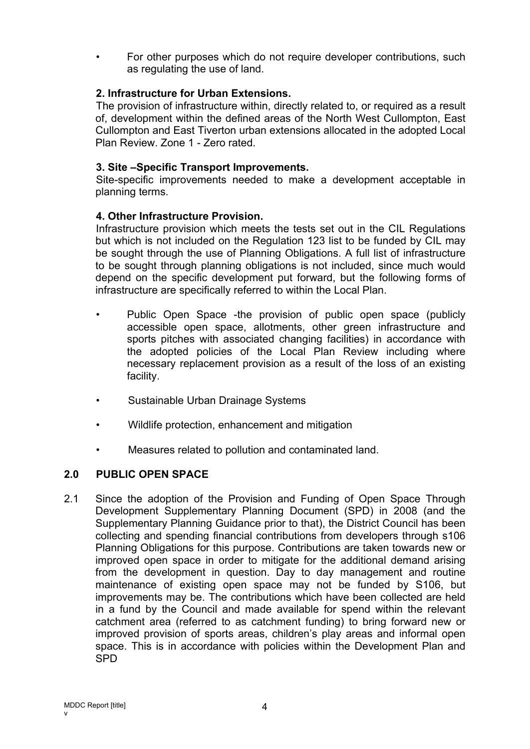- For other purposes which do not require developer contributions, such as regulating the use of land.

**2. Infrastructure for Urban Extensions.**

The provision of infrastructure within, directly related to, or required as a result of, development within the defined areas of the North West Cullompton, East Cullompton and East Tiverton urban extensions allocated in the adopted Local Plan Review. Zone 1 - Zero rated.

**3. Site –Specific Transport Improvements.**

Site-specific improvements needed to make a development acceptable in planning terms.

**4. Other Infrastructure Provision.**

Infrastructure provision which meets the tests set out in the CIL Regulations but which is not included on the Regulation 123 list to be funded by CIL may be sought through the use of Planning Obligations. A full list of infrastructure to be sought through planning obligations is not included, since much would depend on the specific development put forward, but the following forms of infrastructure are specifically referred to within the Local Plan.

- Public Open Space -the provision of public open space (publicly accessible open space, allotments, other green infrastructure and sports pitches with associated changing facilities) in accordance with the adopted policies of the Local Plan Review including where necessary replacement provision as a result of the loss of an existing facility.
- Sustainable Urban Drainage Systems
- Wildlife protection, enhancement and mitigation
- Measures related to pollution and contaminated land.

## 2.0 PUBLIC OPEN SPACE

2.1 Since the adoption of the Provision and Funding of Open Space Through Development Supplementary Planning Document (SPD) in 2008 (and the Supplementary Planning Guidance prior to that), the District Council has been collecting and spending financial contributions from developers through s106 Planning Obligations for this purpose. Contributions are taken towards new or improved open space in order to mitigate for the additional demand arising from the development in question. Day to day management and routine maintenance of existing open space may not be funded by S106, but improvements may be. The contributions which have been collected are held in a fund by the Council and made available for spend within the relevant catchment area (referred to as catchment funding) to bring forward new or improved provision of sports areas, children's play areas and informal open space. This is in accordance with policies within the Development Plan and SPD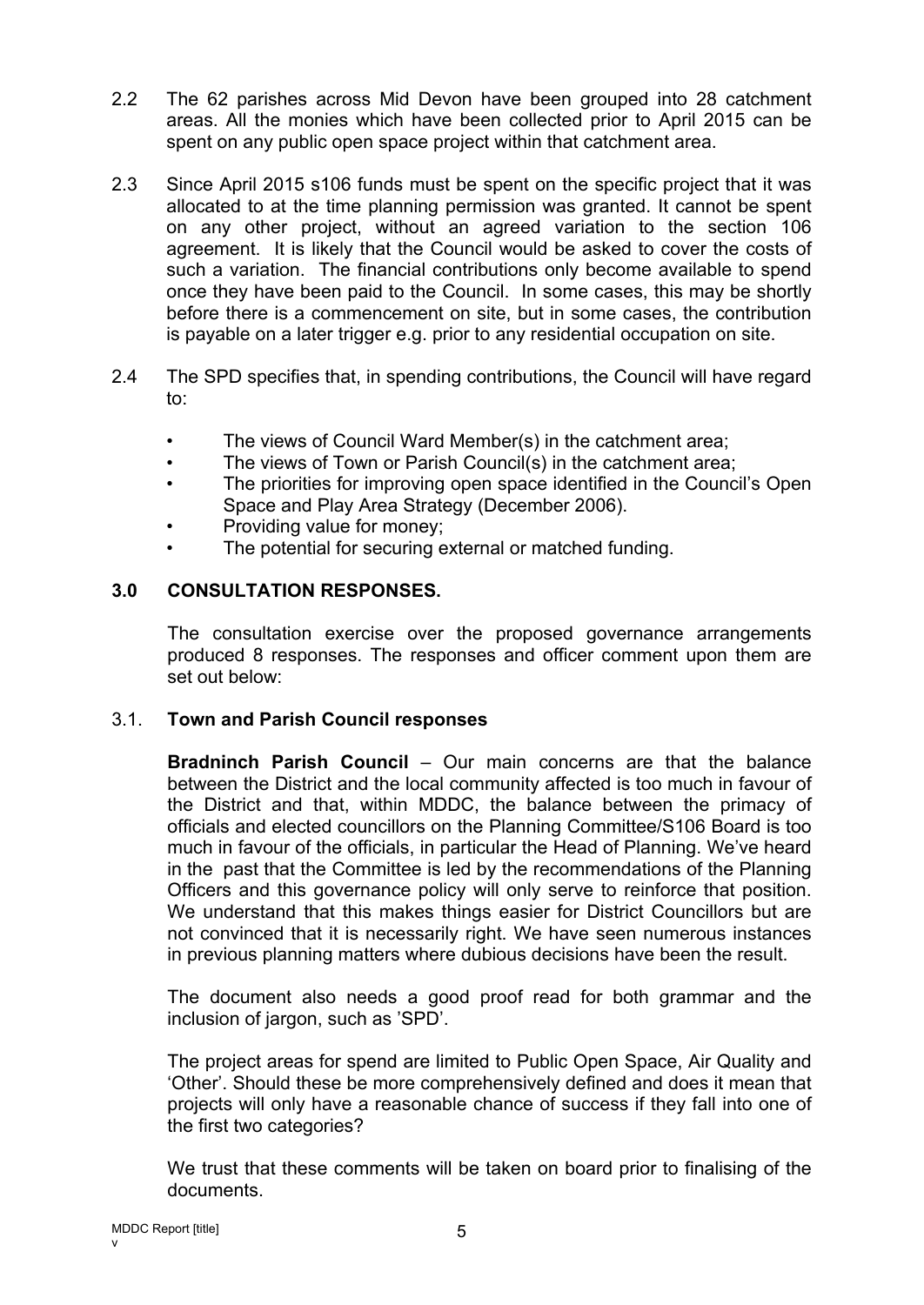2.2 The 62 parishes across Mid Devon have been grouped into 28 catchment areas. All the monies which have been collected prior to April 2015 can be spent on any public open space project within that catchment area.

2.3 Since April 2015 s106 funds must be spent on the specific project that it was allocated to at the time planning permission was granted. It cannot be spent on any other project, without an agreed variation to the section 106 agreement. It is likely that the Council would be asked to cover the costs of such a variation. The financial contributions only become available to spend once they have been paid to the Council. In some cases, this may be shortly before there is a commencement on site, but in some cases, the contribution is payable on a later trigger e.g. prior to any residential occupation on site.

2.4 The SPD specifies that, in spending contributions, the Council will have regard to:

- The views of Council Ward Member(s) in the catchment area;
- The views of Town or Parish Council(s) in the catchment area;
- The priorities for improving open space identified in the Council's Open Space and Play Area Strategy (December 2006).
- Providing value for money;
- The potential for securing external or matched funding.

## 3.0 CONSULTATION RESPONSES.

The consultation exercise over the proposed governance arrangements produced 8 responses. The responses and officer comment upon them are set out below:

### 3.1. Town and Parish Council responses

**Bradninch Parish Council** – Our main concerns are that the balance between the District and the local community affected is too much in favour of the District and that, within MDDC, the balance between the primacy of officials and elected councillors on the Planning Committee/S106 Board is too much in favour of the officials, in particular the Head of Planning. We've heard in the past that the Committee is led by the recommendations of the Planning Officers and this governance policy will only serve to reinforce that position. We understand that this makes things easier for District Councillors but are not convinced that it is necessarily right. We have seen numerous instances in previous planning matters where dubious decisions have been the result.

The document also needs a good proof read for both grammar and the inclusion of jargon, such as 'SPD'.

The project areas for spend are limited to Public Open Space, Air Quality and 'Other'. Should these be more comprehensively defined and does it mean that projects will only have a reasonable chance of success if they fall into one of the first two categories?

We trust that these comments will be taken on board prior to finalising of the documents.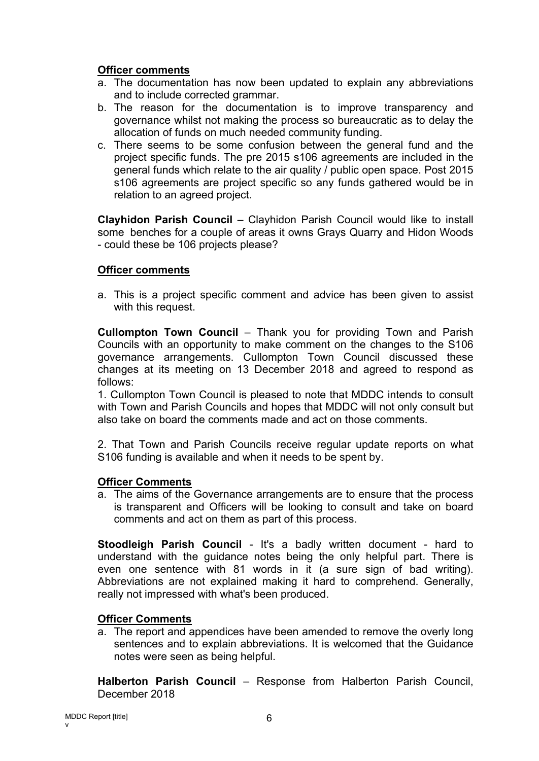**Officer comments**

a. The documentation has now been updated to explain any abbreviations and to include corrected grammar.
b. The reason for the documentation is to improve transparency and governance whilst not making the process so bureaucratic as to delay the allocation of funds on much needed community funding.
c. There seems to be some confusion between the general fund and the project specific funds. The pre 2015 s106 agreements are included in the general funds which relate to the air quality / public open space. Post 2015 s106 agreements are project specific so any funds gathered would be in relation to an agreed project.

**Clayhidon Parish Council** – Clayhidon Parish Council would like to install some benches for a couple of areas it owns Grays Quarry and Hidon Woods - could these be 106 projects please?

**Officer comments**

a. This is a project specific comment and advice has been given to assist with this request.

**Cullompton Town Council** – Thank you for providing Town and Parish Councils with an opportunity to make comment on the changes to the S106 governance arrangements. Cullompton Town Council discussed these changes at its meeting on 13 December 2018 and agreed to respond as follows:

1. Cullompton Town Council is pleased to note that MDDC intends to consult with Town and Parish Councils and hopes that MDDC will not only consult but also take on board the comments made and act on those comments.

2. That Town and Parish Councils receive regular update reports on what S106 funding is available and when it needs to be spent by.

**Officer Comments**

a. The aims of the Governance arrangements are to ensure that the process is transparent and Officers will be looking to consult and take on board comments and act on them as part of this process.

**Stoodleigh Parish Council** - It's a badly written document - hard to understand with the guidance notes being the only helpful part. There is even one sentence with 81 words in it (a sure sign of bad writing). Abbreviations are not explained making it hard to comprehend. Generally, really not impressed with what's been produced.

**Officer Comments**

a. The report and appendices have been amended to remove the overly long sentences and to explain abbreviations. It is welcomed that the Guidance notes were seen as being helpful.

**Halberton Parish Council** – Response from Halberton Parish Council, December 2018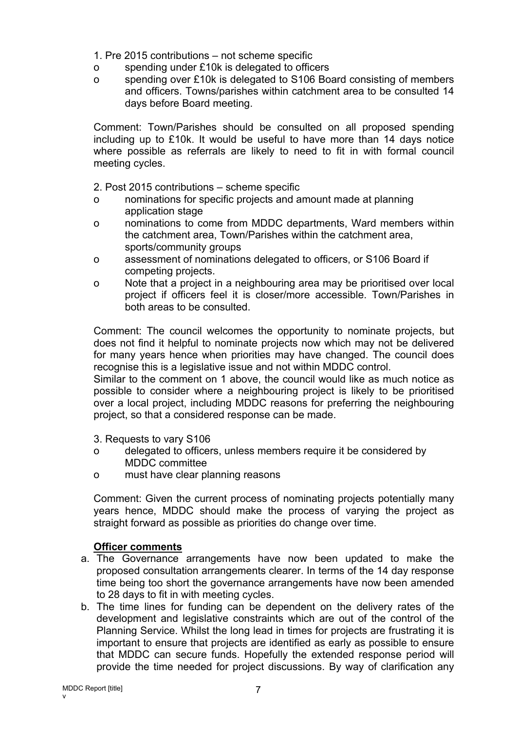1. Pre 2015 contributions – not scheme specific

- spending under £10k is delegated to officers
- spending over £10k is delegated to S106 Board consisting of members and officers. Towns/parishes within catchment area to be consulted 14 days before Board meeting.

Comment: Town/Parishes should be consulted on all proposed spending including up to £10k. It would be useful to have more than 14 days notice where possible as referrals are likely to need to fit in with formal council meeting cycles.

2. Post 2015 contributions – scheme specific

- nominations for specific projects and amount made at planning application stage
- nominations to come from MDDC departments, Ward members within the catchment area, Town/Parishes within the catchment area, sports/community groups
- assessment of nominations delegated to officers, or S106 Board if competing projects.
- Note that a project in a neighbouring area may be prioritised over local project if officers feel it is closer/more accessible. Town/Parishes in both areas to be consulted.

Comment: The council welcomes the opportunity to nominate projects, but does not find it helpful to nominate projects now which may not be delivered for many years hence when priorities may have changed. The council does recognise this is a legislative issue and not within MDDC control.
Similar to the comment on 1 above, the council would like as much notice as possible to consider where a neighbouring project is likely to be prioritised over a local project, including MDDC reasons for preferring the neighbouring project, so that a considered response can be made.

3. Requests to vary S106

- delegated to officers, unless members require it be considered by MDDC committee
- must have clear planning reasons

Comment: Given the current process of nominating projects potentially many years hence, MDDC should make the process of varying the project as straight forward as possible as priorities do change over time.

**Officer comments**

a. The Governance arrangements have now been updated to make the proposed consultation arrangements clearer. In terms of the 14 day response time being too short the governance arrangements have now been amended to 28 days to fit in with meeting cycles.
b. The time lines for funding can be dependent on the delivery rates of the development and legislative constraints which are out of the control of the Planning Service. Whilst the long lead in times for projects are frustrating it is important to ensure that projects are identified as early as possible to ensure that MDDC can secure funds. Hopefully the extended response period will provide the time needed for project discussions. By way of clarification any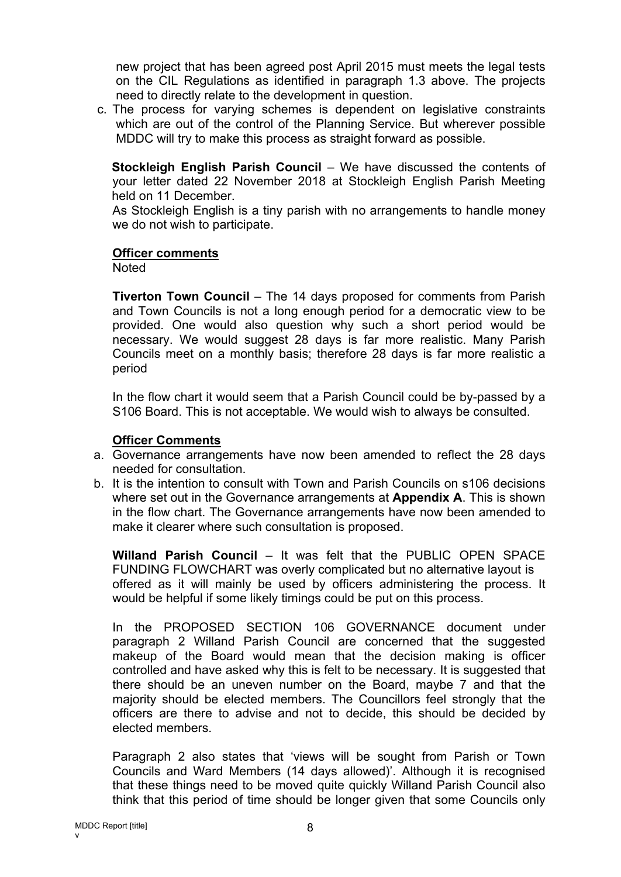new project that has been agreed post April 2015 must meets the legal tests on the CIL Regulations as identified in paragraph 1.3 above. The projects need to directly relate to the development in question.

c. The process for varying schemes is dependent on legislative constraints which are out of the control of the Planning Service. But wherever possible MDDC will try to make this process as straight forward as possible.

**Stockleigh English Parish Council** – We have discussed the contents of your letter dated 22 November 2018 at Stockleigh English Parish Meeting held on 11 December.

As Stockleigh English is a tiny parish with no arrangements to handle money we do not wish to participate.

**<u>Officer comments</u>**

Noted

**Tiverton Town Council** – The 14 days proposed for comments from Parish and Town Councils is not a long enough period for a democratic view to be provided. One would also question why such a short period would be necessary. We would suggest 28 days is far more realistic. Many Parish Councils meet on a monthly basis; therefore 28 days is far more realistic a period

In the flow chart it would seem that a Parish Council could be by-passed by a S106 Board. This is not acceptable. We would wish to always be consulted.

**<u>Officer Comments</u>**

a. Governance arrangements have now been amended to reflect the 28 days needed for consultation.
b. It is the intention to consult with Town and Parish Councils on s106 decisions where set out in the Governance arrangements at **Appendix A**. This is shown in the flow chart. The Governance arrangements have now been amended to make it clearer where such consultation is proposed.

**Willand Parish Council** – It was felt that the PUBLIC OPEN SPACE FUNDING FLOWCHART was overly complicated but no alternative layout is offered as it will mainly be used by officers administering the process. It would be helpful if some likely timings could be put on this process.

In the PROPOSED SECTION 106 GOVERNANCE document under paragraph 2 Willand Parish Council are concerned that the suggested makeup of the Board would mean that the decision making is officer controlled and have asked why this is felt to be necessary. It is suggested that there should be an uneven number on the Board, maybe 7 and that the majority should be elected members. The Councillors feel strongly that the officers are there to advise and not to decide, this should be decided by elected members.

Paragraph 2 also states that 'views will be sought from Parish or Town Councils and Ward Members (14 days allowed)'. Although it is recognised that these things need to be moved quite quickly Willand Parish Council also think that this period of time should be longer given that some Councils only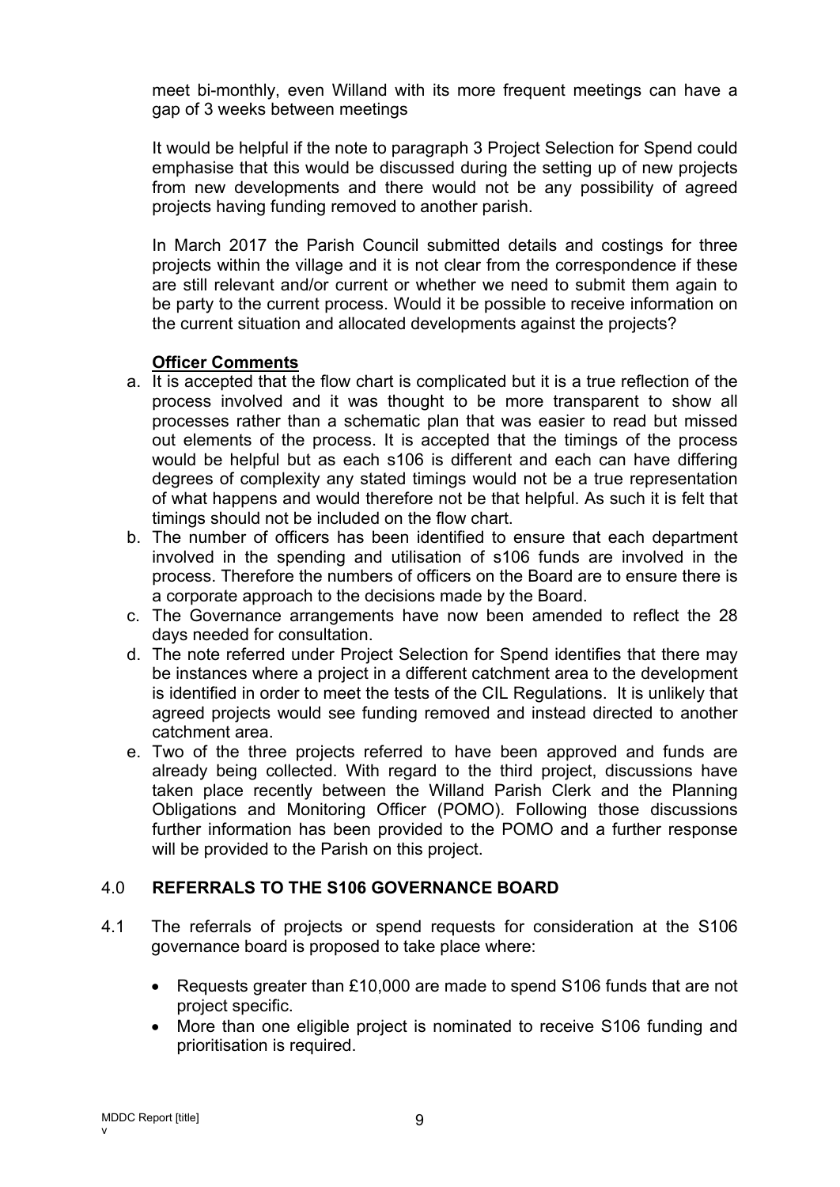meet bi-monthly, even Willand with its more frequent meetings can have a gap of 3 weeks between meetings

It would be helpful if the note to paragraph 3 Project Selection for Spend could emphasise that this would be discussed during the setting up of new projects from new developments and there would not be any possibility of agreed projects having funding removed to another parish.

In March 2017 the Parish Council submitted details and costings for three projects within the village and it is not clear from the correspondence if these are still relevant and/or current or whether we need to submit them again to be party to the current process. Would it be possible to receive information on the current situation and allocated developments against the projects?

**Officer Comments**

a. It is accepted that the flow chart is complicated but it is a true reflection of the process involved and it was thought to be more transparent to show all processes rather than a schematic plan that was easier to read but missed out elements of the process. It is accepted that the timings of the process would be helpful but as each s106 is different and each can have differing degrees of complexity any stated timings would not be a true representation of what happens and would therefore not be that helpful. As such it is felt that timings should not be included on the flow chart.
b. The number of officers has been identified to ensure that each department involved in the spending and utilisation of s106 funds are involved in the process. Therefore the numbers of officers on the Board are to ensure there is a corporate approach to the decisions made by the Board.
c. The Governance arrangements have now been amended to reflect the 28 days needed for consultation.
d. The note referred under Project Selection for Spend identifies that there may be instances where a project in a different catchment area to the development is identified in order to meet the tests of the CIL Regulations. It is unlikely that agreed projects would see funding removed and instead directed to another catchment area.
e. Two of the three projects referred to have been approved and funds are already being collected. With regard to the third project, discussions have taken place recently between the Willand Parish Clerk and the Planning Obligations and Monitoring Officer (POMO). Following those discussions further information has been provided to the POMO and a further response will be provided to the Parish on this project.

## 4.0 REFERRALS TO THE S106 GOVERNANCE BOARD

4.1 The referrals of projects or spend requests for consideration at the S106 governance board is proposed to take place where:

- Requests greater than £10,000 are made to spend S106 funds that are not project specific.
- More than one eligible project is nominated to receive S106 funding and prioritisation is required.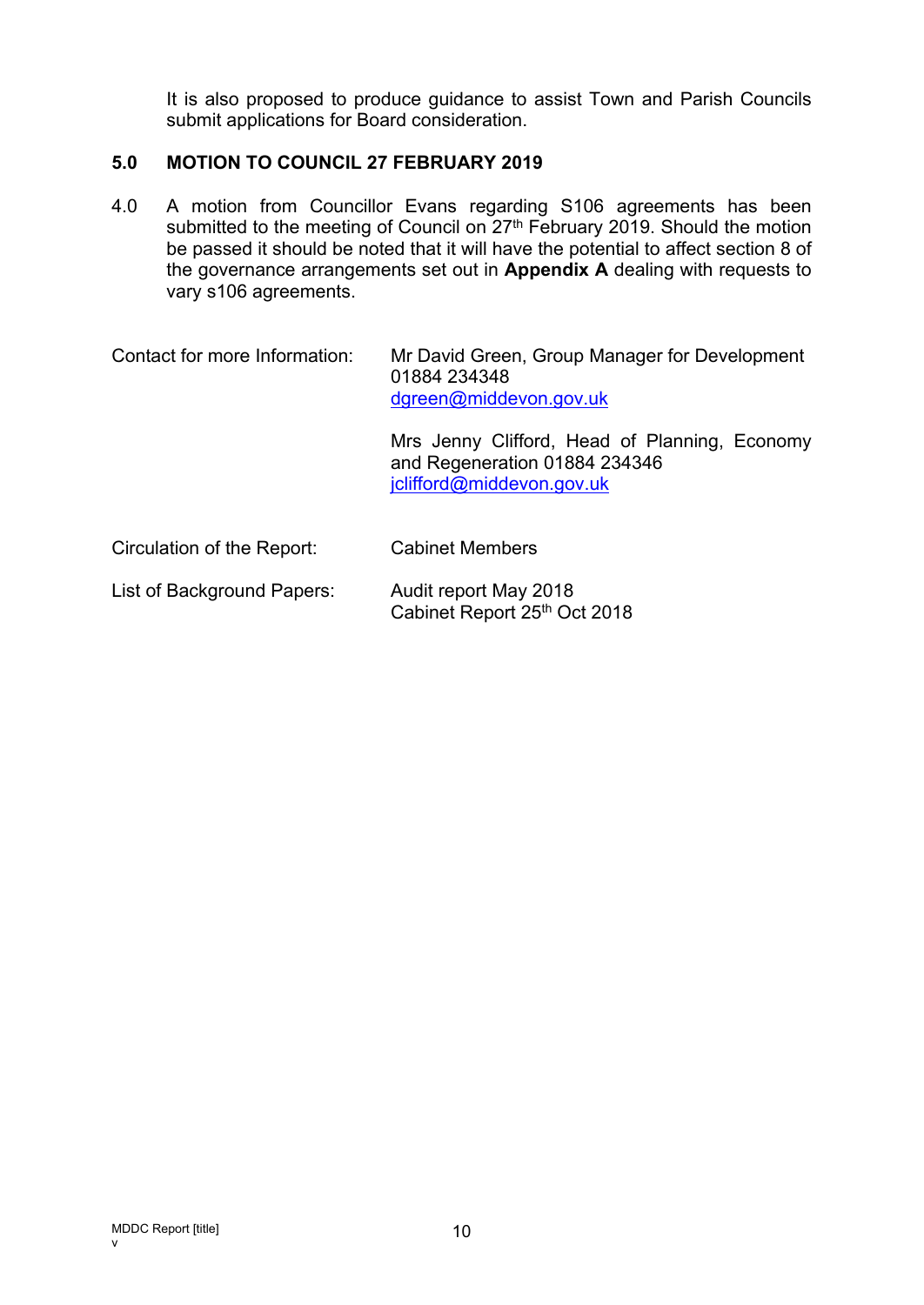It is also proposed to produce guidance to assist Town and Parish Councils submit applications for Board consideration.

## 5.0 MOTION TO COUNCIL 27 FEBRUARY 2019

4.0 A motion from Councillor Evans regarding S106 agreements has been submitted to the meeting of Council on 27th February 2019. Should the motion be passed it should be noted that it will have the potential to affect section 8 of the governance arrangements set out in **Appendix A** dealing with requests to vary s106 agreements.

| | |
|---|---|
| Contact for more Information: | Mr David Green, Group Manager for Development 01884 234348 dgreen@middevon.gov.uk |
| | Mrs Jenny Clifford, Head of Planning, Economy and Regeneration 01884 234346 jclifford@middevon.gov.uk |
| Circulation of the Report: | Cabinet Members |
| List of Background Papers: | Audit report May 2018<br>Cabinet Report 25th Oct 2018 |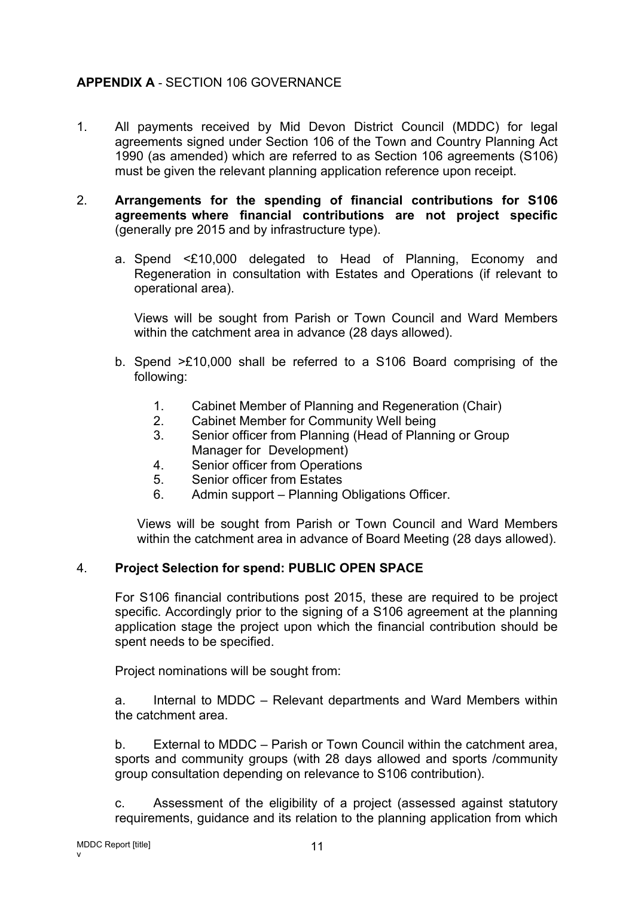**APPENDIX A** - SECTION 106 GOVERNANCE

1. All payments received by Mid Devon District Council (MDDC) for legal agreements signed under Section 106 of the Town and Country Planning Act 1990 (as amended) which are referred to as Section 106 agreements (S106) must be given the relevant planning application reference upon receipt.

2. **Arrangements for the spending of financial contributions for S106 agreements where financial contributions are not project specific** (generally pre 2015 and by infrastructure type).

   a. Spend <£10,000 delegated to Head of Planning, Economy and Regeneration in consultation with Estates and Operations (if relevant to operational area).

      Views will be sought from Parish or Town Council and Ward Members within the catchment area in advance (28 days allowed).

   b. Spend >£10,000 shall be referred to a S106 Board comprising of the following:

      1. Cabinet Member of Planning and Regeneration (Chair)
      2. Cabinet Member for Community Well being
      3. Senior officer from Planning (Head of Planning or Group Manager for Development)
      4. Senior officer from Operations
      5. Senior officer from Estates
      6. Admin support – Planning Obligations Officer.

      Views will be sought from Parish or Town Council and Ward Members within the catchment area in advance of Board Meeting (28 days allowed).

4. **Project Selection for spend: PUBLIC OPEN SPACE**

   For S106 financial contributions post 2015, these are required to be project specific. Accordingly prior to the signing of a S106 agreement at the planning application stage the project upon which the financial contribution should be spent needs to be specified.

   Project nominations will be sought from:

   a. Internal to MDDC – Relevant departments and Ward Members within the catchment area.

   b. External to MDDC – Parish or Town Council within the catchment area, sports and community groups (with 28 days allowed and sports /community group consultation depending on relevance to S106 contribution).

   c. Assessment of the eligibility of a project (assessed against statutory requirements, guidance and its relation to the planning application from which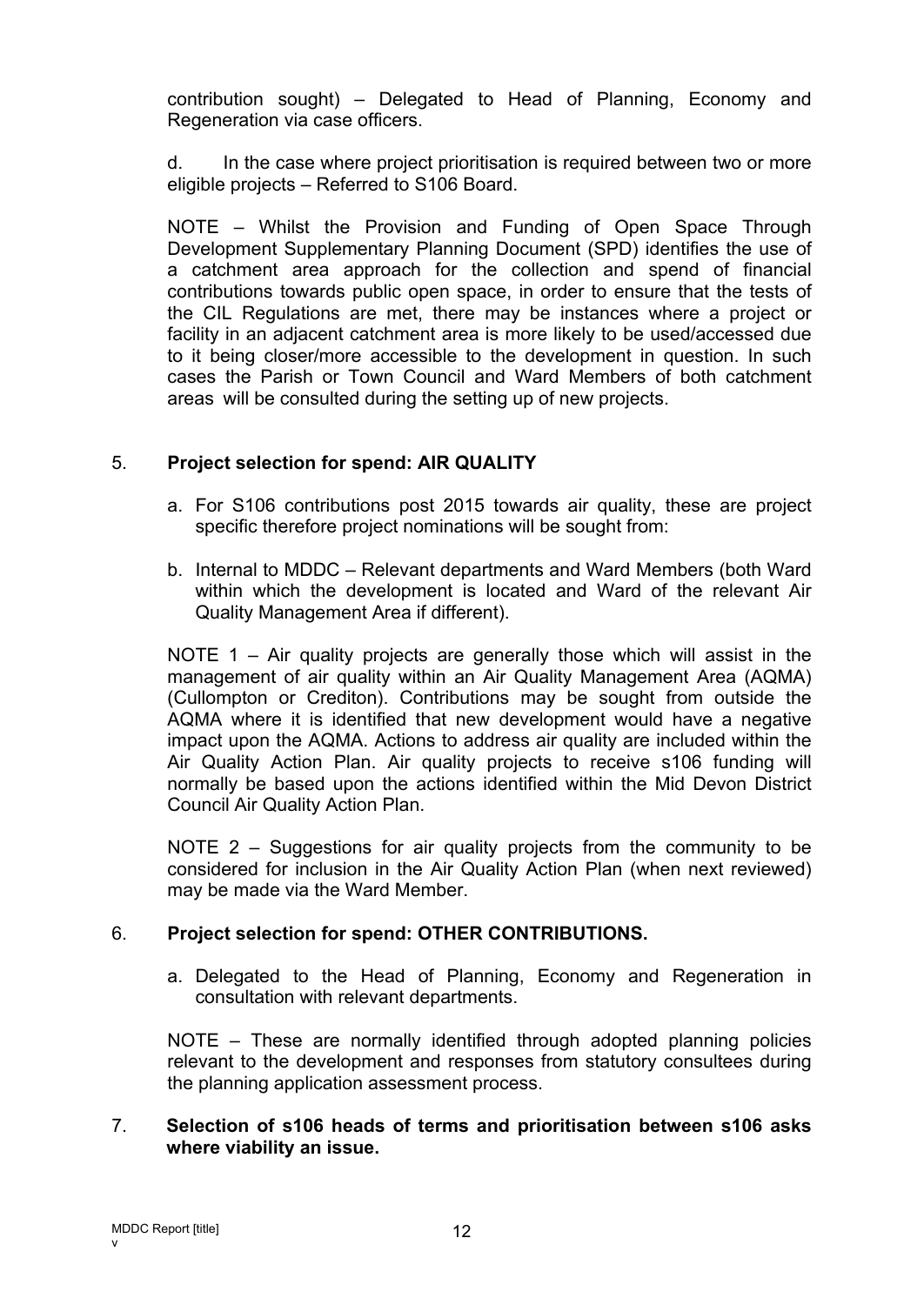contribution sought) – Delegated to Head of Planning, Economy and Regeneration via case officers.

d. In the case where project prioritisation is required between two or more eligible projects – Referred to S106 Board.

NOTE – Whilst the Provision and Funding of Open Space Through Development Supplementary Planning Document (SPD) identifies the use of a catchment area approach for the collection and spend of financial contributions towards public open space, in order to ensure that the tests of the CIL Regulations are met, there may be instances where a project or facility in an adjacent catchment area is more likely to be used/accessed due to it being closer/more accessible to the development in question. In such cases the Parish or Town Council and Ward Members of both catchment areas will be consulted during the setting up of new projects.

5. **Project selection for spend: AIR QUALITY**

a. For S106 contributions post 2015 towards air quality, these are project specific therefore project nominations will be sought from:

b. Internal to MDDC – Relevant departments and Ward Members (both Ward within which the development is located and Ward of the relevant Air Quality Management Area if different).

NOTE 1 – Air quality projects are generally those which will assist in the management of air quality within an Air Quality Management Area (AQMA) (Cullompton or Crediton). Contributions may be sought from outside the AQMA where it is identified that new development would have a negative impact upon the AQMA. Actions to address air quality are included within the Air Quality Action Plan. Air quality projects to receive s106 funding will normally be based upon the actions identified within the Mid Devon District Council Air Quality Action Plan.

NOTE 2 – Suggestions for air quality projects from the community to be considered for inclusion in the Air Quality Action Plan (when next reviewed) may be made via the Ward Member.

6. **Project selection for spend: OTHER CONTRIBUTIONS.**

a. Delegated to the Head of Planning, Economy and Regeneration in consultation with relevant departments.

NOTE – These are normally identified through adopted planning policies relevant to the development and responses from statutory consultees during the planning application assessment process.

7. **Selection of s106 heads of terms and prioritisation between s106 asks where viability an issue.**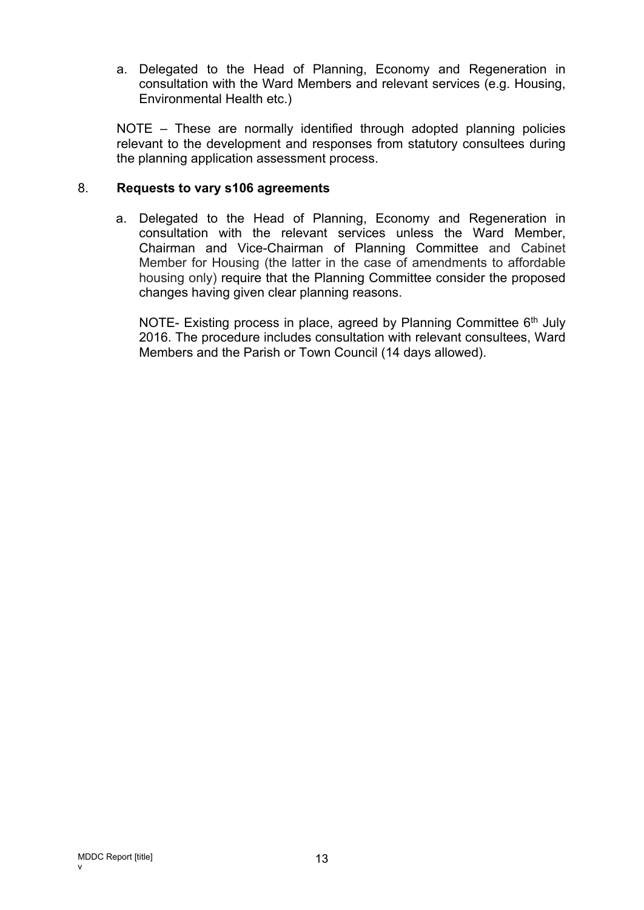a. Delegated to the Head of Planning, Economy and Regeneration in consultation with the Ward Members and relevant services (e.g. Housing, Environmental Health etc.)

NOTE – These are normally identified through adopted planning policies relevant to the development and responses from statutory consultees during the planning application assessment process.

8. **Requests to vary s106 agreements**

a. Delegated to the Head of Planning, Economy and Regeneration in consultation with the relevant services unless the Ward Member, Chairman and Vice-Chairman of Planning Committee and Cabinet Member for Housing (the latter in the case of amendments to affordable housing only) require that the Planning Committee consider the proposed changes having given clear planning reasons.

NOTE- Existing process in place, agreed by Planning Committee 6th July 2016. The procedure includes consultation with relevant consultees, Ward Members and the Parish or Town Council (14 days allowed).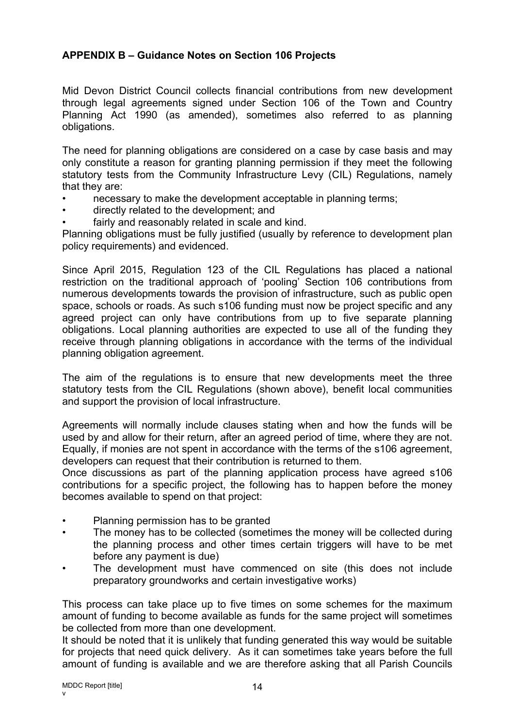**APPENDIX B – Guidance Notes on Section 106 Projects**

Mid Devon District Council collects financial contributions from new development through legal agreements signed under Section 106 of the Town and Country Planning Act 1990 (as amended), sometimes also referred to as planning obligations.

The need for planning obligations are considered on a case by case basis and may only constitute a reason for granting planning permission if they meet the following statutory tests from the Community Infrastructure Levy (CIL) Regulations, namely that they are:

- necessary to make the development acceptable in planning terms;
- directly related to the development; and
- fairly and reasonably related in scale and kind.

Planning obligations must be fully justified (usually by reference to development plan policy requirements) and evidenced.

Since April 2015, Regulation 123 of the CIL Regulations has placed a national restriction on the traditional approach of 'pooling' Section 106 contributions from numerous developments towards the provision of infrastructure, such as public open space, schools or roads. As such s106 funding must now be project specific and any agreed project can only have contributions from up to five separate planning obligations. Local planning authorities are expected to use all of the funding they receive through planning obligations in accordance with the terms of the individual planning obligation agreement.

The aim of the regulations is to ensure that new developments meet the three statutory tests from the CIL Regulations (shown above), benefit local communities and support the provision of local infrastructure.

Agreements will normally include clauses stating when and how the funds will be used by and allow for their return, after an agreed period of time, where they are not. Equally, if monies are not spent in accordance with the terms of the s106 agreement, developers can request that their contribution is returned to them.

Once discussions as part of the planning application process have agreed s106 contributions for a specific project, the following has to happen before the money becomes available to spend on that project:

- Planning permission has to be granted
- The money has to be collected (sometimes the money will be collected during the planning process and other times certain triggers will have to be met before any payment is due)
- The development must have commenced on site (this does not include preparatory groundworks and certain investigative works)

This process can take place up to five times on some schemes for the maximum amount of funding to become available as funds for the same project will sometimes be collected from more than one development.

It should be noted that it is unlikely that funding generated this way would be suitable for projects that need quick delivery. As it can sometimes take years before the full amount of funding is available and we are therefore asking that all Parish Councils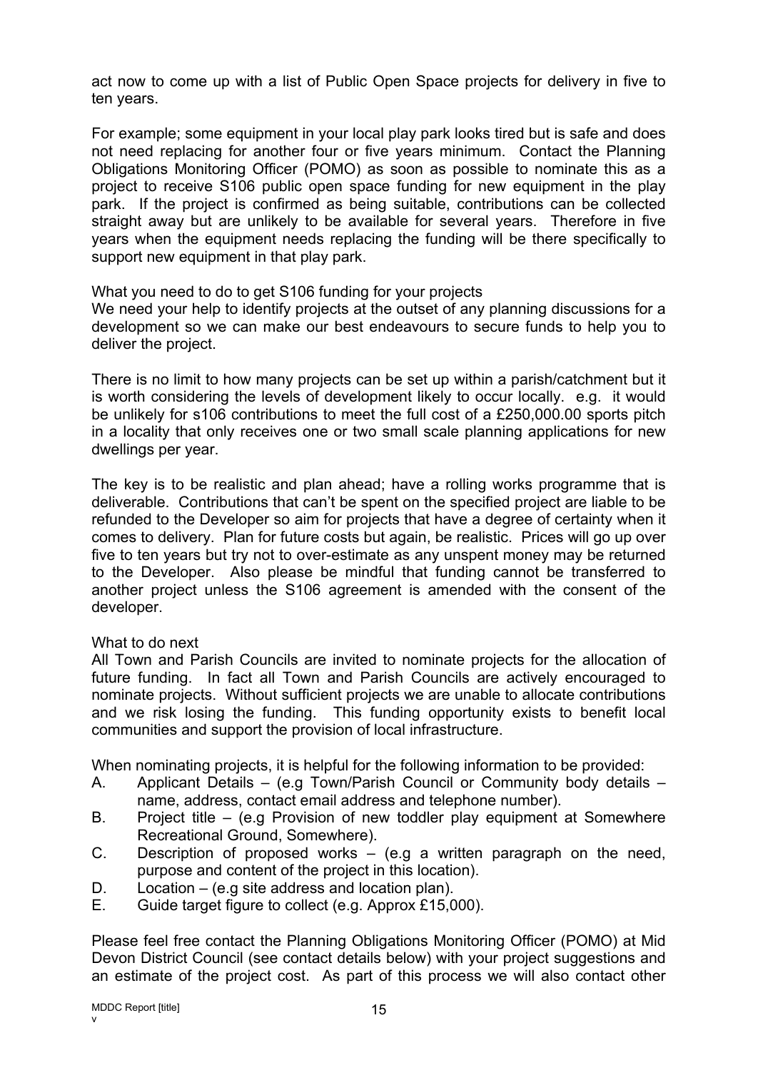act now to come up with a list of Public Open Space projects for delivery in five to ten years.

For example; some equipment in your local play park looks tired but is safe and does not need replacing for another four or five years minimum. Contact the Planning Obligations Monitoring Officer (POMO) as soon as possible to nominate this as a project to receive S106 public open space funding for new equipment in the play park. If the project is confirmed as being suitable, contributions can be collected straight away but are unlikely to be available for several years. Therefore in five years when the equipment needs replacing the funding will be there specifically to support new equipment in that play park.

### What you need to do to get S106 funding for your projects

We need your help to identify projects at the outset of any planning discussions for a development so we can make our best endeavours to secure funds to help you to deliver the project.

There is no limit to how many projects can be set up within a parish/catchment but it is worth considering the levels of development likely to occur locally. e.g. it would be unlikely for s106 contributions to meet the full cost of a £250,000.00 sports pitch in a locality that only receives one or two small scale planning applications for new dwellings per year.

The key is to be realistic and plan ahead; have a rolling works programme that is deliverable. Contributions that can't be spent on the specified project are liable to be refunded to the Developer so aim for projects that have a degree of certainty when it comes to delivery. Plan for future costs but again, be realistic. Prices will go up over five to ten years but try not to over-estimate as any unspent money may be returned to the Developer. Also please be mindful that funding cannot be transferred to another project unless the S106 agreement is amended with the consent of the developer.

### What to do next

All Town and Parish Councils are invited to nominate projects for the allocation of future funding. In fact all Town and Parish Councils are actively encouraged to nominate projects. Without sufficient projects we are unable to allocate contributions and we risk losing the funding. This funding opportunity exists to benefit local communities and support the provision of local infrastructure.

When nominating projects, it is helpful for the following information to be provided:

A. Applicant Details – (e.g Town/Parish Council or Community body details – name, address, contact email address and telephone number).
B. Project title – (e.g Provision of new toddler play equipment at Somewhere Recreational Ground, Somewhere).
C. Description of proposed works – (e.g a written paragraph on the need, purpose and content of the project in this location).
D. Location – (e.g site address and location plan).
E. Guide target figure to collect (e.g. Approx £15,000).

Please feel free contact the Planning Obligations Monitoring Officer (POMO) at Mid Devon District Council (see contact details below) with your project suggestions and an estimate of the project cost. As part of this process we will also contact other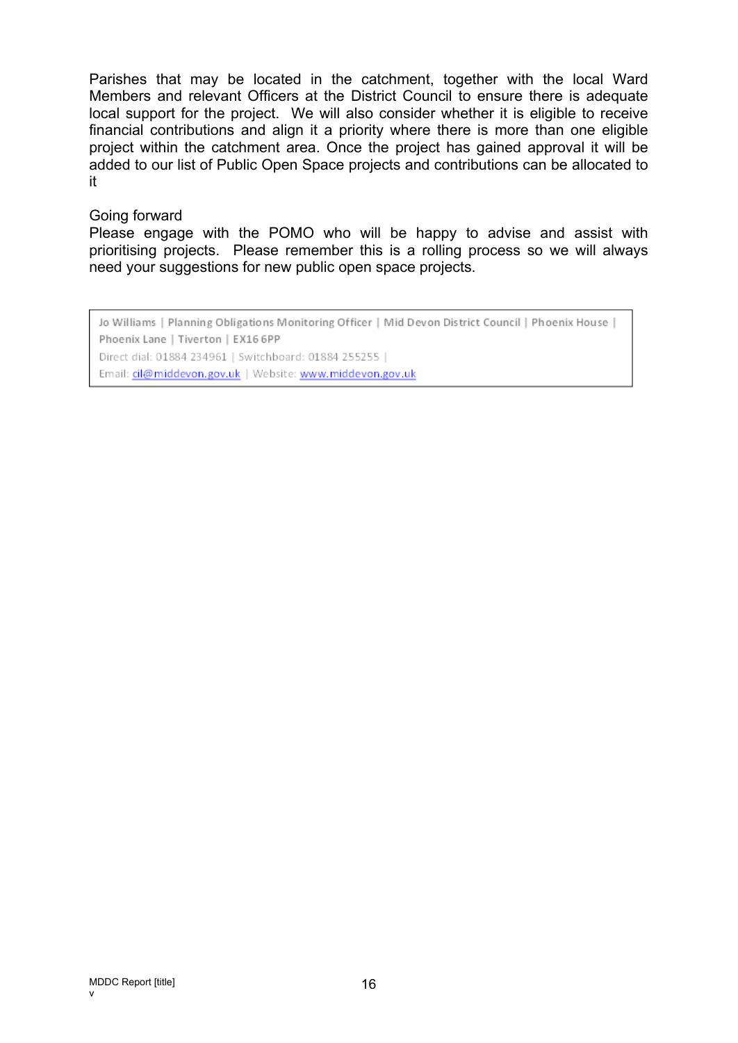Parishes that may be located in the catchment, together with the local Ward Members and relevant Officers at the District Council to ensure there is adequate local support for the project. We will also consider whether it is eligible to receive financial contributions and align it a priority where there is more than one eligible project within the catchment area. Once the project has gained approval it will be added to our list of Public Open Space projects and contributions can be allocated to it

Going forward

Please engage with the POMO who will be happy to advise and assist with prioritising projects. Please remember this is a rolling process so we will always need your suggestions for new public open space projects.

| |
|---|
| Jo Williams \| Planning Obligations Monitoring Officer \| Mid Devon District Council \| Phoenix House \| Phoenix Lane \| Tiverton \| EX16 6PP<br>Direct dial: 01884 234961 \| Switchboard: 01884 255255 \|<br>Email: cil@middevon.gov.uk \| Website: www.middevon.gov.uk |